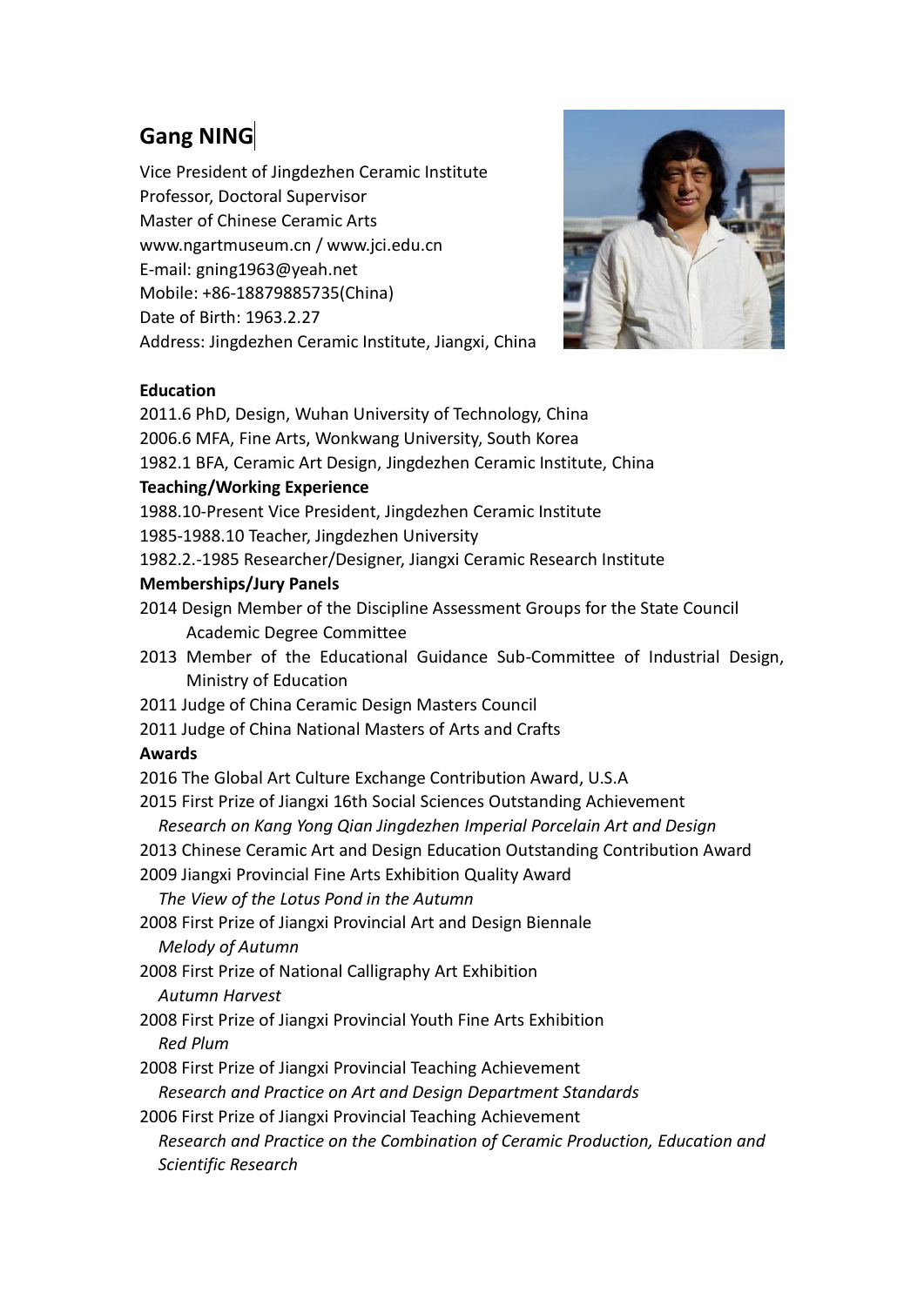# Gang NING

Vice President of Jingdezhen Ceramic Institute
Professor, Doctoral Supervisor
Master of Chinese Ceramic Arts
www.ngartmuseum.cn / www.jci.edu.cn
E-mail: gning1963@yeah.net
Mobile: +86-18879885735(China)
Date of Birth: 1963.2.27
Address: Jingdezhen Ceramic Institute, Jiangxi, China

**Education**

2011.6 PhD, Design, Wuhan University of Technology, China
2006.6 MFA, Fine Arts, Wonkwang University, South Korea
1982.1 BFA, Ceramic Art Design, Jingdezhen Ceramic Institute, China

**Teaching/Working Experience**

1988.10-Present Vice President, Jingdezhen Ceramic Institute
1985-1988.10 Teacher, Jingdezhen University
1982.2.-1985 Researcher/Designer, Jiangxi Ceramic Research Institute

**Memberships/Jury Panels**

2014 Design Member of the Discipline Assessment Groups for the State Council Academic Degree Committee
2013 Member of the Educational Guidance Sub-Committee of Industrial Design, Ministry of Education
2011 Judge of China Ceramic Design Masters Council
2011 Judge of China National Masters of Arts and Crafts

**Awards**

2016 The Global Art Culture Exchange Contribution Award, U.S.A
2015 First Prize of Jiangxi 16th Social Sciences Outstanding Achievement
*Research on Kang Yong Qian Jingdezhen Imperial Porcelain Art and Design*
2013 Chinese Ceramic Art and Design Education Outstanding Contribution Award
2009 Jiangxi Provincial Fine Arts Exhibition Quality Award
*The View of the Lotus Pond in the Autumn*
2008 First Prize of Jiangxi Provincial Art and Design Biennale
*Melody of Autumn*
2008 First Prize of National Calligraphy Art Exhibition
*Autumn Harvest*
2008 First Prize of Jiangxi Provincial Youth Fine Arts Exhibition
*Red Plum*
2008 First Prize of Jiangxi Provincial Teaching Achievement
*Research and Practice on Art and Design Department Standards*
2006 First Prize of Jiangxi Provincial Teaching Achievement
*Research and Practice on the Combination of Ceramic Production, Education and Scientific Research*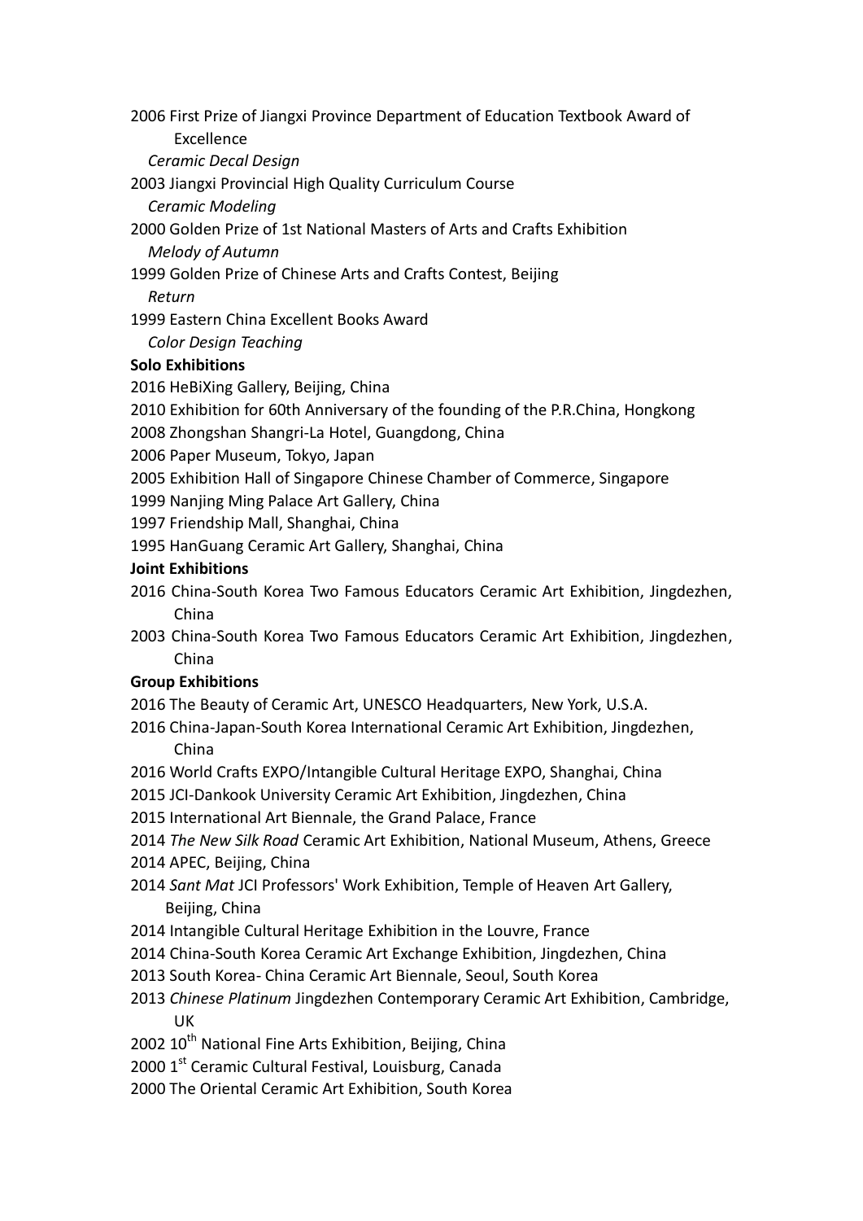2006 First Prize of Jiangxi Province Department of Education Textbook Award of Excellence
*Ceramic Decal Design*

2003 Jiangxi Provincial High Quality Curriculum Course
*Ceramic Modeling*

2000 Golden Prize of 1st National Masters of Arts and Crafts Exhibition
*Melody of Autumn*

1999 Golden Prize of Chinese Arts and Crafts Contest, Beijing
*Return*

1999 Eastern China Excellent Books Award
*Color Design Teaching*

**Solo Exhibitions**

2016 HeBiXing Gallery, Beijing, China
2010 Exhibition for 60th Anniversary of the founding of the P.R.China, Hongkong
2008 Zhongshan Shangri-La Hotel, Guangdong, China
2006 Paper Museum, Tokyo, Japan
2005 Exhibition Hall of Singapore Chinese Chamber of Commerce, Singapore
1999 Nanjing Ming Palace Art Gallery, China
1997 Friendship Mall, Shanghai, China
1995 HanGuang Ceramic Art Gallery, Shanghai, China

**Joint Exhibitions**

2016 China-South Korea Two Famous Educators Ceramic Art Exhibition, Jingdezhen, China
2003 China-South Korea Two Famous Educators Ceramic Art Exhibition, Jingdezhen, China

**Group Exhibitions**

2016 The Beauty of Ceramic Art, UNESCO Headquarters, New York, U.S.A.
2016 China-Japan-South Korea International Ceramic Art Exhibition, Jingdezhen, China
2016 World Crafts EXPO/Intangible Cultural Heritage EXPO, Shanghai, China
2015 JCI-Dankook University Ceramic Art Exhibition, Jingdezhen, China
2015 International Art Biennale, the Grand Palace, France
2014 *The New Silk Road* Ceramic Art Exhibition, National Museum, Athens, Greece
2014 APEC, Beijing, China
2014 *Sant Mat* JCI Professors' Work Exhibition, Temple of Heaven Art Gallery, Beijing, China
2014 Intangible Cultural Heritage Exhibition in the Louvre, France
2014 China-South Korea Ceramic Art Exchange Exhibition, Jingdezhen, China
2013 South Korea- China Ceramic Art Biennale, Seoul, South Korea
2013 *Chinese Platinum* Jingdezhen Contemporary Ceramic Art Exhibition, Cambridge, UK
2002 10th National Fine Arts Exhibition, Beijing, China
2000 1st Ceramic Cultural Festival, Louisburg, Canada
2000 The Oriental Ceramic Art Exhibition, South Korea